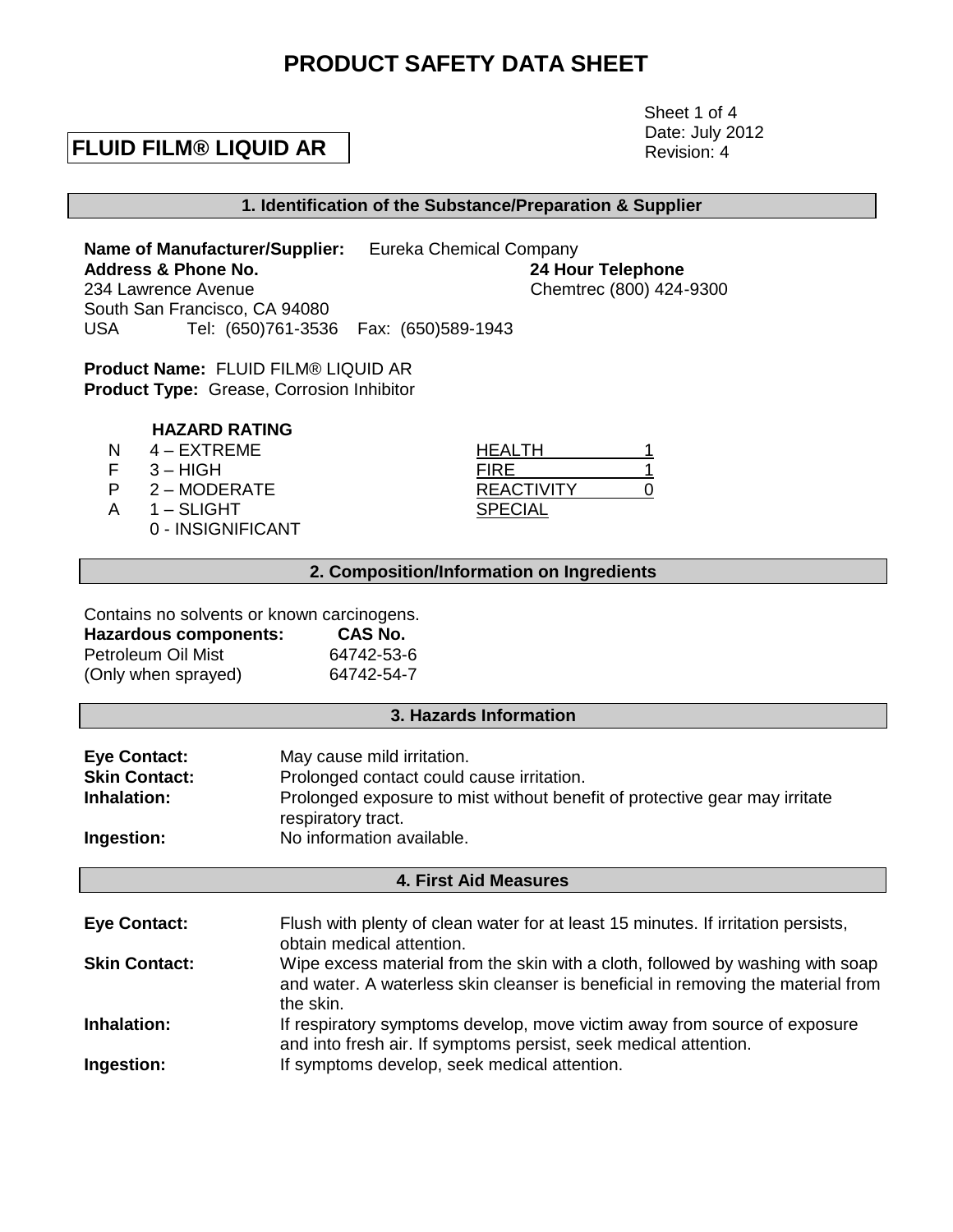# PRODUCT SAFETY DATA SHEET

**FLUID FILM® LIQUID AR**

Sheet 1 of 4
Date: July 2012
Revision: 4

## 1. Identification of the Substance/Preparation & Supplier

**Name of Manufacturer/Supplier:** Eureka Chemical Company

**Address & Phone No.**
234 Lawrence Avenue
South San Francisco, CA 94080
USA Tel: (650)761-3536 Fax: (650)589-1943

**24 Hour Telephone**
Chemtrec (800) 424-9300

**Product Name:** FLUID FILM® LIQUID AR
**Product Type:** Grease, Corrosion Inhibitor

**HAZARD RATING**

| | | | |
|---|---|---|---|
| N | 4 – EXTREME | HEALTH | 1 |
| F | 3 – HIGH | FIRE | 1 |
| P | 2 – MODERATE | REACTIVITY | 0 |
| A | 1 – SLIGHT | SPECIAL | |
| | 0 - INSIGNIFICANT | | |

## 2. Composition/Information on Ingredients

Contains no solvents or known carcinogens.

| **Hazardous components:** | **CAS No.** |
|---|---|
| Petroleum Oil Mist | 64742-53-6 |
| (Only when sprayed) | 64742-54-7 |

## 3. Hazards Information

**Eye Contact:** May cause mild irritation.

**Skin Contact:** Prolonged contact could cause irritation.

**Inhalation:** Prolonged exposure to mist without benefit of protective gear may irritate respiratory tract.

**Ingestion:** No information available.

## 4. First Aid Measures

**Eye Contact:** Flush with plenty of clean water for at least 15 minutes. If irritation persists, obtain medical attention.

**Skin Contact:** Wipe excess material from the skin with a cloth, followed by washing with soap and water. A waterless skin cleanser is beneficial in removing the material from the skin.

**Inhalation:** If respiratory symptoms develop, move victim away from source of exposure and into fresh air. If symptoms persist, seek medical attention.

**Ingestion:** If symptoms develop, seek medical attention.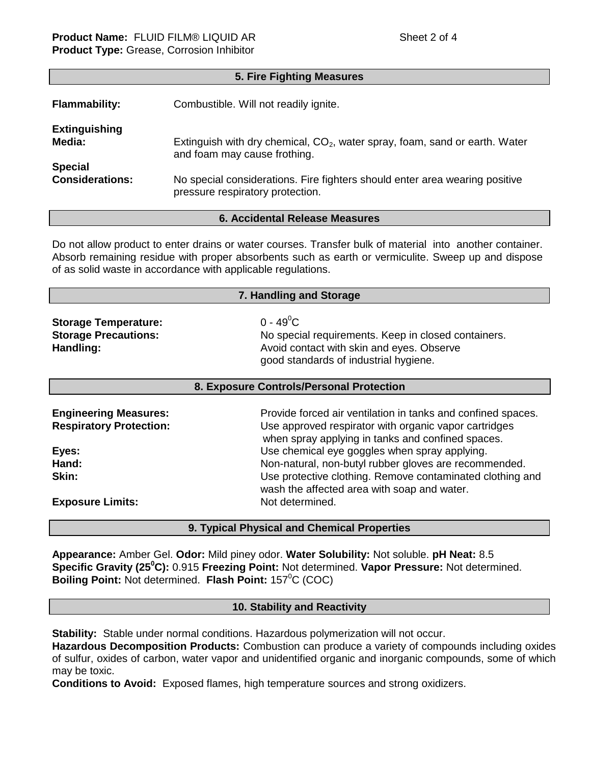**Product Name:** FLUID FILM® LIQUID AR
**Product Type:** Grease, Corrosion Inhibitor

## 5. Fire Fighting Measures

**Flammability:** Combustible. Will not readily ignite.

**Extinguishing Media:** Extinguish with dry chemical, $CO_2$, water spray, foam, sand or earth. Water and foam may cause frothing.

**Special Considerations:** No special considerations. Fire fighters should enter area wearing positive pressure respiratory protection.

## 6. Accidental Release Measures

Do not allow product to enter drains or water courses. Transfer bulk of material into another container. Absorb remaining residue with proper absorbents such as earth or vermiculite. Sweep up and dispose of as solid waste in accordance with applicable regulations.

## 7. Handling and Storage

**Storage Temperature:** 0 - 49$^{0}$C
**Storage Precautions:** No special requirements. Keep in closed containers.
**Handling:** Avoid contact with skin and eyes. Observe good standards of industrial hygiene.

## 8. Exposure Controls/Personal Protection

**Engineering Measures:** Provide forced air ventilation in tanks and confined spaces.
**Respiratory Protection:** Use approved respirator with organic vapor cartridges when spray applying in tanks and confined spaces.
**Eyes:** Use chemical eye goggles when spray applying.
**Hand:** Non-natural, non-butyl rubber gloves are recommended.
**Skin:** Use protective clothing. Remove contaminated clothing and wash the affected area with soap and water.
**Exposure Limits:** Not determined.

## 9. Typical Physical and Chemical Properties

**Appearance:** Amber Gel. **Odor:** Mild piney odor. **Water Solubility:** Not soluble. **pH Neat:** 8.5
**Specific Gravity (25$^{0}$C):** 0.915 **Freezing Point:** Not determined. **Vapor Pressure:** Not determined.
**Boiling Point:** Not determined. **Flash Point:** 157$^{0}$C (COC)

## 10. Stability and Reactivity

**Stability:** Stable under normal conditions. Hazardous polymerization will not occur.
**Hazardous Decomposition Products:** Combustion can produce a variety of compounds including oxides of sulfur, oxides of carbon, water vapor and unidentified organic and inorganic compounds, some of which may be toxic.
**Conditions to Avoid:** Exposed flames, high temperature sources and strong oxidizers.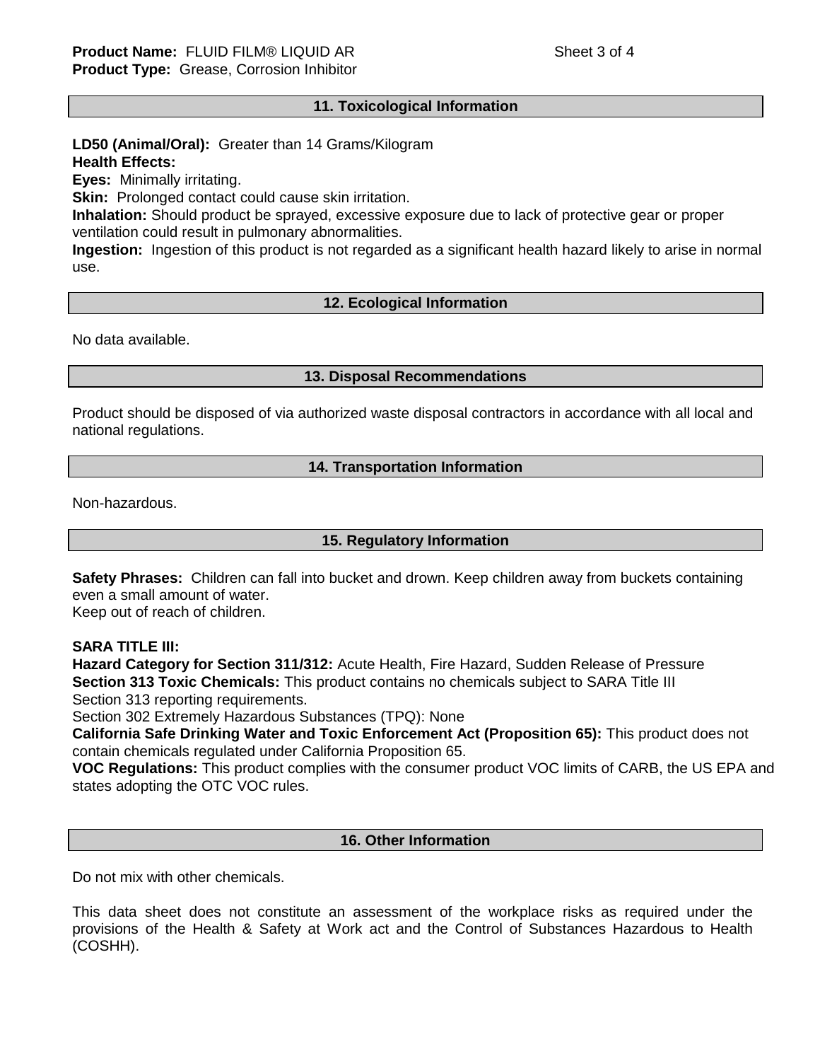**Product Name:** FLUID FILM® LIQUID AR
**Product Type:** Grease, Corrosion Inhibitor

## 11. Toxicological Information

**LD50 (Animal/Oral):** Greater than 14 Grams/Kilogram
**Health Effects:**
**Eyes:** Minimally irritating.
**Skin:** Prolonged contact could cause skin irritation.
**Inhalation:** Should product be sprayed, excessive exposure due to lack of protective gear or proper ventilation could result in pulmonary abnormalities.
**Ingestion:** Ingestion of this product is not regarded as a significant health hazard likely to arise in normal use.

## 12. Ecological Information

No data available.

## 13. Disposal Recommendations

Product should be disposed of via authorized waste disposal contractors in accordance with all local and national regulations.

## 14. Transportation Information

Non-hazardous.

## 15. Regulatory Information

**Safety Phrases:** Children can fall into bucket and drown. Keep children away from buckets containing even a small amount of water.
Keep out of reach of children.

**SARA TITLE III:**
**Hazard Category for Section 311/312:** Acute Health, Fire Hazard, Sudden Release of Pressure
**Section 313 Toxic Chemicals:** This product contains no chemicals subject to SARA Title III Section 313 reporting requirements.
Section 302 Extremely Hazardous Substances (TPQ): None
**California Safe Drinking Water and Toxic Enforcement Act (Proposition 65):** This product does not contain chemicals regulated under California Proposition 65.
**VOC Regulations:** This product complies with the consumer product VOC limits of CARB, the US EPA and states adopting the OTC VOC rules.

## 16. Other Information

Do not mix with other chemicals.

This data sheet does not constitute an assessment of the workplace risks as required under the provisions of the Health & Safety at Work act and the Control of Substances Hazardous to Health (COSHH).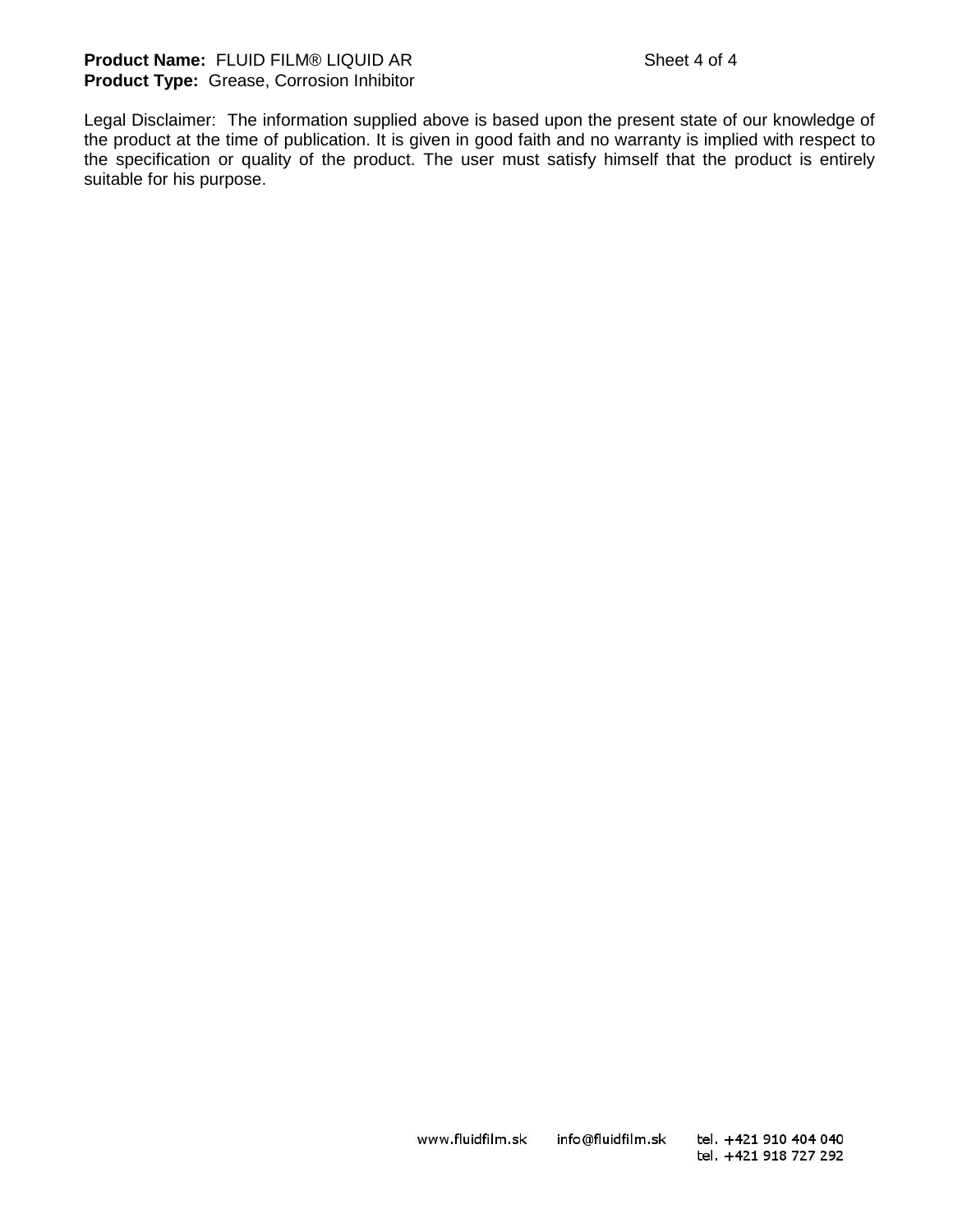Legal Disclaimer: The information supplied above is based upon the present state of our knowledge of the product at the time of publication. It is given in good faith and no warranty is implied with respect to the specification or quality of the product. The user must satisfy himself that the product is entirely suitable for his purpose.